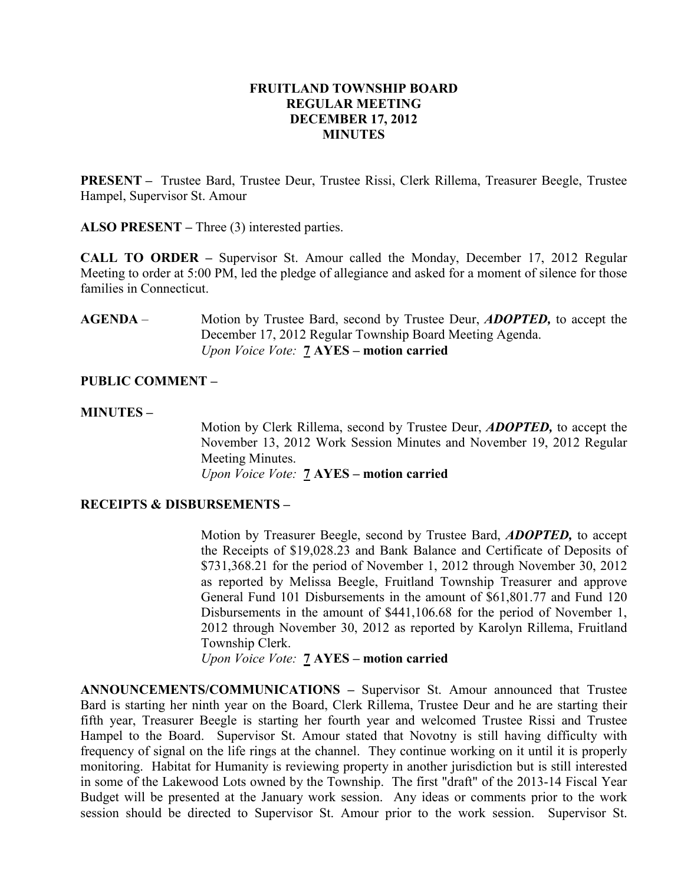# FRUITLAND TOWNSHIP BOARD
## REGULAR MEETING
## DECEMBER 17, 2012
## MINUTES

**PRESENT –** Trustee Bard, Trustee Deur, Trustee Rissi, Clerk Rillema, Treasurer Beegle, Trustee Hampel, Supervisor St. Amour

**ALSO PRESENT –** Three (3) interested parties.

**CALL TO ORDER –** Supervisor St. Amour called the Monday, December 17, 2012 Regular Meeting to order at 5:00 PM, led the pledge of allegiance and asked for a moment of silence for those families in Connecticut.

**AGENDA** – Motion by Trustee Bard, second by Trustee Deur, ***ADOPTED,*** to accept the December 17, 2012 Regular Township Board Meeting Agenda.
*Upon Voice Vote:* **7 AYES – motion carried**

**PUBLIC COMMENT –**

**MINUTES –**

Motion by Clerk Rillema, second by Trustee Deur, ***ADOPTED,*** to accept the November 13, 2012 Work Session Minutes and November 19, 2012 Regular Meeting Minutes.
*Upon Voice Vote:* **7 AYES – motion carried**

**RECEIPTS & DISBURSEMENTS –**

Motion by Treasurer Beegle, second by Trustee Bard, ***ADOPTED,*** to accept the Receipts of $19,028.23 and Bank Balance and Certificate of Deposits of $731,368.21 for the period of November 1, 2012 through November 30, 2012 as reported by Melissa Beegle, Fruitland Township Treasurer and approve General Fund 101 Disbursements in the amount of $61,801.77 and Fund 120 Disbursements in the amount of $441,106.68 for the period of November 1, 2012 through November 30, 2012 as reported by Karolyn Rillema, Fruitland Township Clerk.
*Upon Voice Vote:* **7 AYES – motion carried**

**ANNOUNCEMENTS/COMMUNICATIONS –** Supervisor St. Amour announced that Trustee Bard is starting her ninth year on the Board, Clerk Rillema, Trustee Deur and he are starting their fifth year, Treasurer Beegle is starting her fourth year and welcomed Trustee Rissi and Trustee Hampel to the Board. Supervisor St. Amour stated that Novotny is still having difficulty with frequency of signal on the life rings at the channel. They continue working on it until it is properly monitoring. Habitat for Humanity is reviewing property in another jurisdiction but is still interested in some of the Lakewood Lots owned by the Township. The first "draft" of the 2013-14 Fiscal Year Budget will be presented at the January work session. Any ideas or comments prior to the work session should be directed to Supervisor St. Amour prior to the work session. Supervisor St.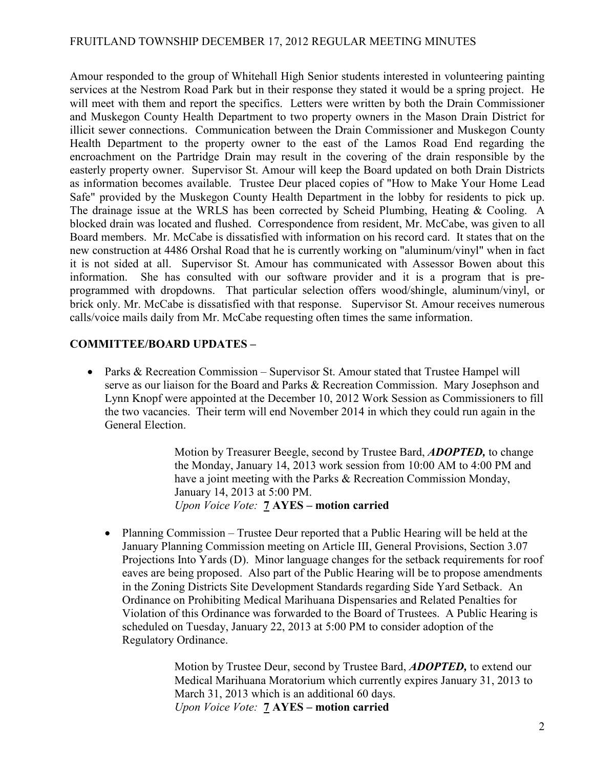Amour responded to the group of Whitehall High Senior students interested in volunteering painting services at the Nestrom Road Park but in their response they stated it would be a spring project. He will meet with them and report the specifics. Letters were written by both the Drain Commissioner and Muskegon County Health Department to two property owners in the Mason Drain District for illicit sewer connections. Communication between the Drain Commissioner and Muskegon County Health Department to the property owner to the east of the Lamos Road End regarding the encroachment on the Partridge Drain may result in the covering of the drain responsible by the easterly property owner. Supervisor St. Amour will keep the Board updated on both Drain Districts as information becomes available. Trustee Deur placed copies of "How to Make Your Home Lead Safe" provided by the Muskegon County Health Department in the lobby for residents to pick up. The drainage issue at the WRLS has been corrected by Scheid Plumbing, Heating & Cooling. A blocked drain was located and flushed. Correspondence from resident, Mr. McCabe, was given to all Board members. Mr. McCabe is dissatisfied with information on his record card. It states that on the new construction at 4486 Orshal Road that he is currently working on "aluminum/vinyl" when in fact it is not sided at all. Supervisor St. Amour has communicated with Assessor Bowen about this information. She has consulted with our software provider and it is a program that is pre-programmed with dropdowns. That particular selection offers wood/shingle, aluminum/vinyl, or brick only. Mr. McCabe is dissatisfied with that response. Supervisor St. Amour receives numerous calls/voice mails daily from Mr. McCabe requesting often times the same information.

## COMMITTEE/BOARD UPDATES –

- Parks & Recreation Commission – Supervisor St. Amour stated that Trustee Hampel will serve as our liaison for the Board and Parks & Recreation Commission. Mary Josephson and Lynn Knopf were appointed at the December 10, 2012 Work Session as Commissioners to fill the two vacancies. Their term will end November 2014 in which they could run again in the General Election.

> Motion by Treasurer Beegle, second by Trustee Bard, ***ADOPTED,*** to change the Monday, January 14, 2013 work session from 10:00 AM to 4:00 PM and have a joint meeting with the Parks & Recreation Commission Monday, January 14, 2013 at 5:00 PM.
> *Upon Voice Vote:* **7 AYES – motion carried**

- Planning Commission – Trustee Deur reported that a Public Hearing will be held at the January Planning Commission meeting on Article III, General Provisions, Section 3.07 Projections Into Yards (D). Minor language changes for the setback requirements for roof eaves are being proposed. Also part of the Public Hearing will be to propose amendments in the Zoning Districts Site Development Standards regarding Side Yard Setback. An Ordinance on Prohibiting Medical Marihuana Dispensaries and Related Penalties for Violation of this Ordinance was forwarded to the Board of Trustees. A Public Hearing is scheduled on Tuesday, January 22, 2013 at 5:00 PM to consider adoption of the Regulatory Ordinance.

> Motion by Trustee Deur, second by Trustee Bard, ***ADOPTED,*** to extend our Medical Marihuana Moratorium which currently expires January 31, 2013 to March 31, 2013 which is an additional 60 days.
> *Upon Voice Vote:* **7 AYES – motion carried**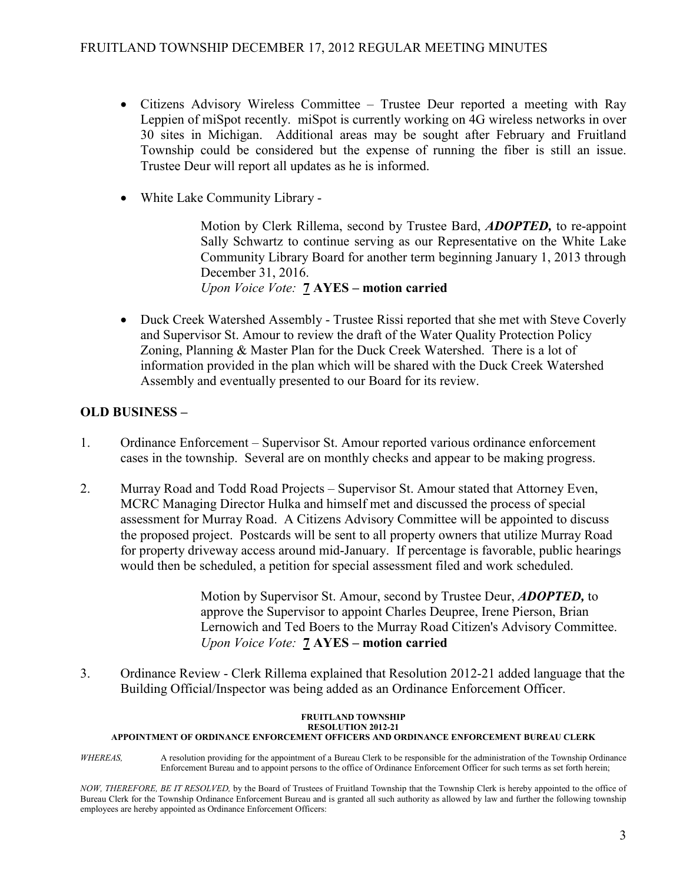- Citizens Advisory Wireless Committee – Trustee Deur reported a meeting with Ray Leppien of miSpot recently. miSpot is currently working on 4G wireless networks in over 30 sites in Michigan. Additional areas may be sought after February and Fruitland Township could be considered but the expense of running the fiber is still an issue. Trustee Deur will report all updates as he is informed.

- White Lake Community Library -

  Motion by Clerk Rillema, second by Trustee Bard, ***ADOPTED,*** to re-appoint Sally Schwartz to continue serving as our Representative on the White Lake Community Library Board for another term beginning January 1, 2013 through December 31, 2016.
  *Upon Voice Vote:* **7 AYES – motion carried**

- Duck Creek Watershed Assembly - Trustee Rissi reported that she met with Steve Coverly and Supervisor St. Amour to review the draft of the Water Quality Protection Policy Zoning, Planning & Master Plan for the Duck Creek Watershed. There is a lot of information provided in the plan which will be shared with the Duck Creek Watershed Assembly and eventually presented to our Board for its review.

## OLD BUSINESS –

1. Ordinance Enforcement – Supervisor St. Amour reported various ordinance enforcement cases in the township. Several are on monthly checks and appear to be making progress.

2. Murray Road and Todd Road Projects – Supervisor St. Amour stated that Attorney Even, MCRC Managing Director Hulka and himself met and discussed the process of special assessment for Murray Road. A Citizens Advisory Committee will be appointed to discuss the proposed project. Postcards will be sent to all property owners that utilize Murray Road for property driveway access around mid-January. If percentage is favorable, public hearings would then be scheduled, a petition for special assessment filed and work scheduled.

   Motion by Supervisor St. Amour, second by Trustee Deur, ***ADOPTED,*** to approve the Supervisor to appoint Charles Deupree, Irene Pierson, Brian Lernowich and Ted Boers to the Murray Road Citizen's Advisory Committee.
   *Upon Voice Vote:* **7 AYES – motion carried**

3. Ordinance Review - Clerk Rillema explained that Resolution 2012-21 added language that the Building Official/Inspector was being added as an Ordinance Enforcement Officer.

**FRUITLAND TOWNSHIP**
**RESOLUTION 2012-21**
**APPOINTMENT OF ORDINANCE ENFORCEMENT OFFICERS AND ORDINANCE ENFORCEMENT BUREAU CLERK**

*WHEREAS,* A resolution providing for the appointment of a Bureau Clerk to be responsible for the administration of the Township Ordinance Enforcement Bureau and to appoint persons to the office of Ordinance Enforcement Officer for such terms as set forth herein;

*NOW, THEREFORE, BE IT RESOLVED,* by the Board of Trustees of Fruitland Township that the Township Clerk is hereby appointed to the office of Bureau Clerk for the Township Ordinance Enforcement Bureau and is granted all such authority as allowed by law and further the following township employees are hereby appointed as Ordinance Enforcement Officers: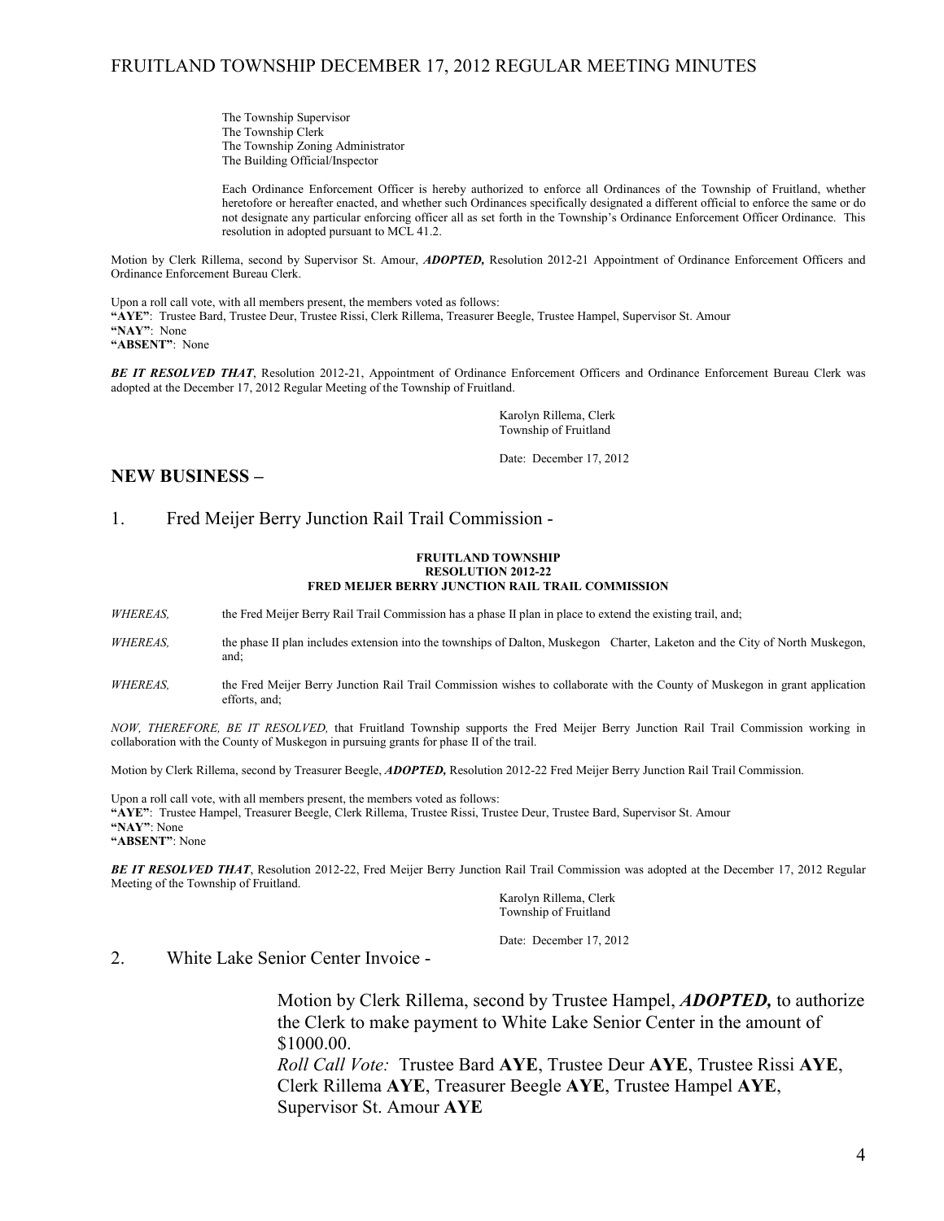The Township Supervisor
The Township Clerk
The Township Zoning Administrator
The Building Official/Inspector

Each Ordinance Enforcement Officer is hereby authorized to enforce all Ordinances of the Township of Fruitland, whether heretofore or hereafter enacted, and whether such Ordinances specifically designated a different official to enforce the same or do not designate any particular enforcing officer all as set forth in the Township's Ordinance Enforcement Officer Ordinance. This resolution in adopted pursuant to MCL 41.2.

Motion by Clerk Rillema, second by Supervisor St. Amour, ***ADOPTED,*** Resolution 2012-21 Appointment of Ordinance Enforcement Officers and Ordinance Enforcement Bureau Clerk.

Upon a roll call vote, with all members present, the members voted as follows:
**"AYE"**: Trustee Bard, Trustee Deur, Trustee Rissi, Clerk Rillema, Treasurer Beegle, Trustee Hampel, Supervisor St. Amour
**"NAY"**: None
**"ABSENT"**: None

***BE IT RESOLVED THAT***, Resolution 2012-21, Appointment of Ordinance Enforcement Officers and Ordinance Enforcement Bureau Clerk was adopted at the December 17, 2012 Regular Meeting of the Township of Fruitland.

Karolyn Rillema, Clerk
Township of Fruitland

Date: December 17, 2012

## NEW BUSINESS –

1. Fred Meijer Berry Junction Rail Trail Commission -

**FRUITLAND TOWNSHIP**
**RESOLUTION 2012-22**
**FRED MEIJER BERRY JUNCTION RAIL TRAIL COMMISSION**

*WHEREAS,* the Fred Meijer Berry Rail Trail Commission has a phase II plan in place to extend the existing trail, and;

*WHEREAS,* the phase II plan includes extension into the townships of Dalton, Muskegon Charter, Laketon and the City of North Muskegon, and;

*WHEREAS,* the Fred Meijer Berry Junction Rail Trail Commission wishes to collaborate with the County of Muskegon in grant application efforts, and;

*NOW, THEREFORE, BE IT RESOLVED,* that Fruitland Township supports the Fred Meijer Berry Junction Rail Trail Commission working in collaboration with the County of Muskegon in pursuing grants for phase II of the trail.

Motion by Clerk Rillema, second by Treasurer Beegle, ***ADOPTED,*** Resolution 2012-22 Fred Meijer Berry Junction Rail Trail Commission.

Upon a roll call vote, with all members present, the members voted as follows:
**"AYE"**: Trustee Hampel, Treasurer Beegle, Clerk Rillema, Trustee Rissi, Trustee Deur, Trustee Bard, Supervisor St. Amour
**"NAY"**: None
**"ABSENT"**: None

***BE IT RESOLVED THAT***, Resolution 2012-22, Fred Meijer Berry Junction Rail Trail Commission was adopted at the December 17, 2012 Regular Meeting of the Township of Fruitland.

Karolyn Rillema, Clerk
Township of Fruitland

Date: December 17, 2012

2. White Lake Senior Center Invoice -

Motion by Clerk Rillema, second by Trustee Hampel, ***ADOPTED,*** to authorize the Clerk to make payment to White Lake Senior Center in the amount of $1000.00.
*Roll Call Vote:* Trustee Bard **AYE**, Trustee Deur **AYE**, Trustee Rissi **AYE**, Clerk Rillema **AYE**, Treasurer Beegle **AYE**, Trustee Hampel **AYE**, Supervisor St. Amour **AYE**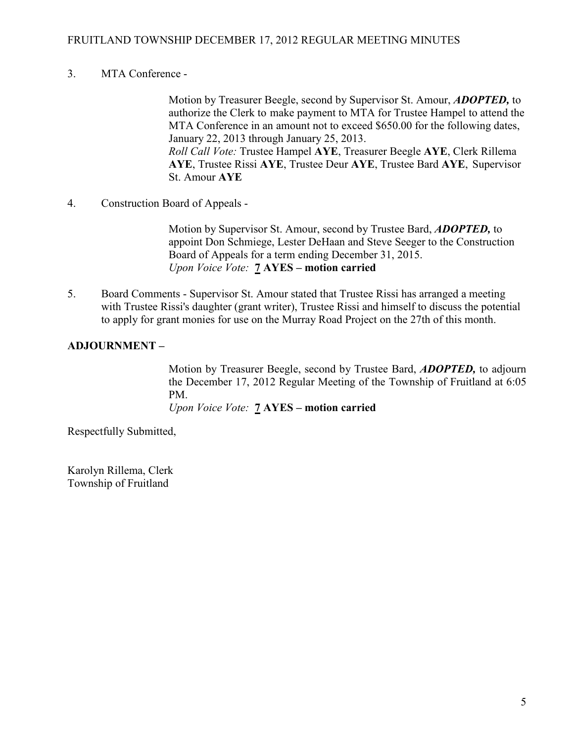3. MTA Conference -

Motion by Treasurer Beegle, second by Supervisor St. Amour, ***ADOPTED,*** to authorize the Clerk to make payment to MTA for Trustee Hampel to attend the MTA Conference in an amount not to exceed $650.00 for the following dates, January 22, 2013 through January 25, 2013.
*Roll Call Vote:* Trustee Hampel **AYE**, Treasurer Beegle **AYE**, Clerk Rillema **AYE**, Trustee Rissi **AYE**, Trustee Deur **AYE**, Trustee Bard **AYE**, Supervisor St. Amour **AYE**

4. Construction Board of Appeals -

Motion by Supervisor St. Amour, second by Trustee Bard, ***ADOPTED,*** to appoint Don Schmiege, Lester DeHaan and Steve Seeger to the Construction Board of Appeals for a term ending December 31, 2015.
*Upon Voice Vote:* **7 AYES – motion carried**

5. Board Comments - Supervisor St. Amour stated that Trustee Rissi has arranged a meeting with Trustee Rissi's daughter (grant writer), Trustee Rissi and himself to discuss the potential to apply for grant monies for use on the Murray Road Project on the 27th of this month.

**ADJOURNMENT –**

Motion by Treasurer Beegle, second by Trustee Bard, ***ADOPTED,*** to adjourn the December 17, 2012 Regular Meeting of the Township of Fruitland at 6:05 PM.
*Upon Voice Vote:* **7 AYES – motion carried**

Respectfully Submitted,

Karolyn Rillema, Clerk
Township of Fruitland